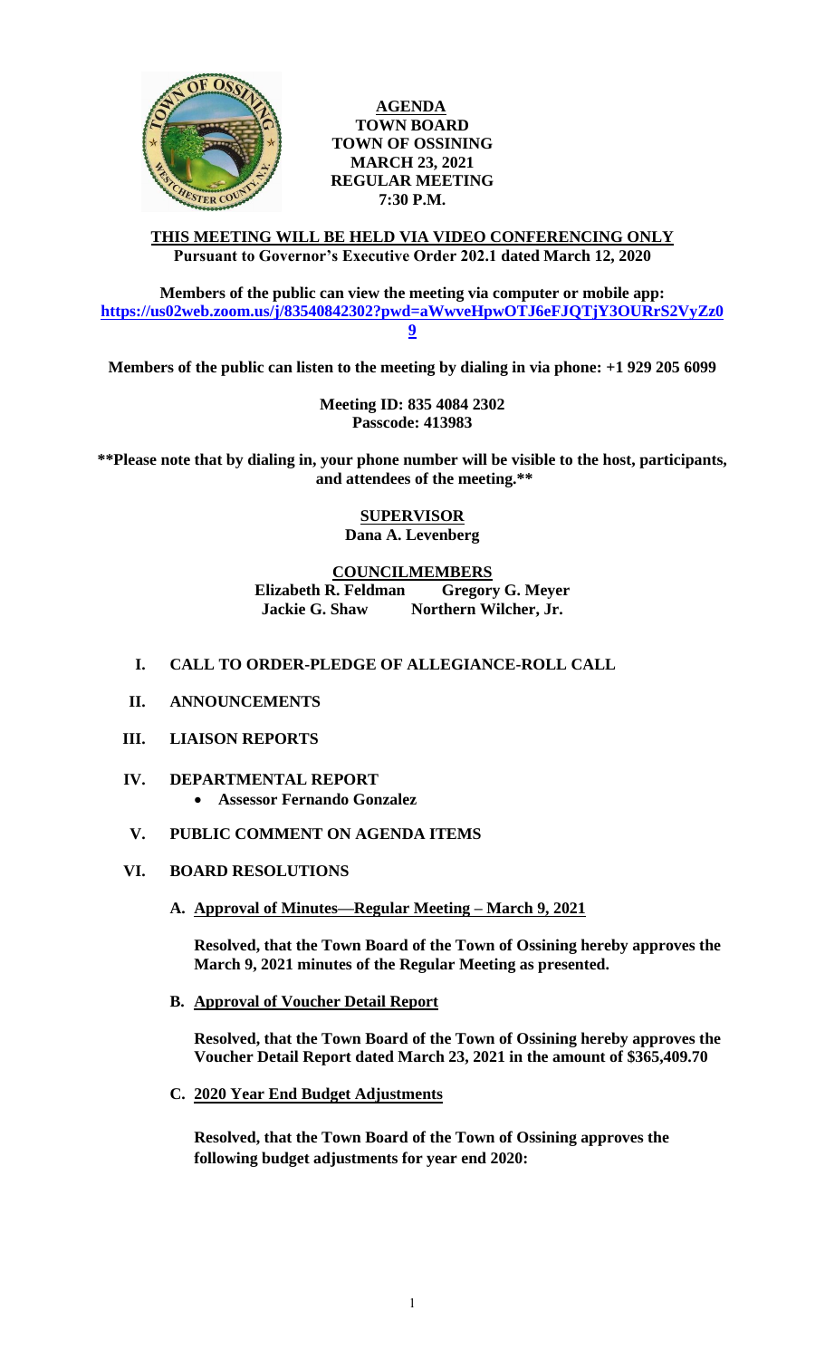# AGENDA
## TOWN BOARD
## TOWN OF OSSINING
## MARCH 23, 2021
## REGULAR MEETING
## 7:30 P.M.

**THIS MEETING WILL BE HELD VIA VIDEO CONFERENCING ONLY**
**Pursuant to Governor's Executive Order 202.1 dated March 12, 2020**

**Members of the public can view the meeting via computer or mobile app:**
**https://us02web.zoom.us/j/83540842302?pwd=aWwveHpwOTJ6eFJQTjY3OURrS2VyZz09**

**Members of the public can listen to the meeting by dialing in via phone: +1 929 205 6099**

**Meeting ID: 835 4084 2302**
**Passcode: 413983**

**\*\*Please note that by dialing in, your phone number will be visible to the host, participants, and attendees of the meeting.\*\***

**SUPERVISOR**
**Dana A. Levenberg**

**COUNCILMEMBERS**
**Elizabeth R. Feldman Gregory G. Meyer**
**Jackie G. Shaw Northern Wilcher, Jr.**

**I. CALL TO ORDER-PLEDGE OF ALLEGIANCE-ROLL CALL**

**II. ANNOUNCEMENTS**

**III. LIAISON REPORTS**

**IV. DEPARTMENTAL REPORT**
- **Assessor Fernando Gonzalez**

**V. PUBLIC COMMENT ON AGENDA ITEMS**

**VI. BOARD RESOLUTIONS**

**A. Approval of Minutes—Regular Meeting – March 9, 2021**

**Resolved, that the Town Board of the Town of Ossining hereby approves the March 9, 2021 minutes of the Regular Meeting as presented.**

**B. Approval of Voucher Detail Report**

**Resolved, that the Town Board of the Town of Ossining hereby approves the Voucher Detail Report dated March 23, 2021 in the amount of $365,409.70**

**C. 2020 Year End Budget Adjustments**

**Resolved, that the Town Board of the Town of Ossining approves the following budget adjustments for year end 2020:**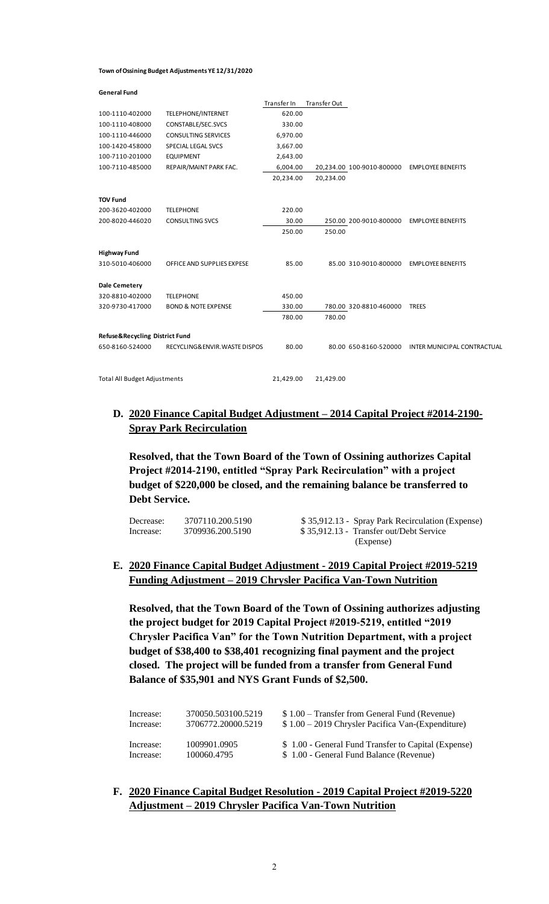**Town of Ossining Budget Adjustments YE 12/31/2020**

**General Fund**

| | | Transfer In | Transfer Out | | |
|---|---|---|---|---|---|
| 100-1110-402000 | TELEPHONE/INTERNET | 620.00 | | | |
| 100-1110-408000 | CONSTABLE/SEC.SVCS | 330.00 | | | |
| 100-1110-446000 | CONSULTING SERVICES | 6,970.00 | | | |
| 100-1420-458000 | SPECIAL LEGAL SVCS | 3,667.00 | | | |
| 100-7110-201000 | EQUIPMENT | 2,643.00 | | | |
| 100-7110-485000 | REPAIR/MAINT PARK FAC. | 6,004.00 | 20,234.00 | 100-9010-800000 | EMPLOYEE BENEFITS |
| | | 20,234.00 | 20,234.00 | | |
| **TOV Fund** | | | | | |
| 200-3620-402000 | TELEPHONE | 220.00 | | | |
| 200-8020-446020 | CONSULTING SVCS | 30.00 | 250.00 | 200-9010-800000 | EMPLOYEE BENEFITS |
| | | 250.00 | 250.00 | | |
| **Highway Fund** | | | | | |
| 310-5010-406000 | OFFICE AND SUPPLIES EXPESE | 85.00 | 85.00 | 310-9010-800000 | EMPLOYEE BENEFITS |
| **Dale Cemetery** | | | | | |
| 320-8810-402000 | TELEPHONE | 450.00 | | | |
| 320-9730-417000 | BOND & NOTE EXPENSE | 330.00 | 780.00 | 320-8810-460000 | TREES |
| | | 780.00 | 780.00 | | |
| **Refuse&Recycling District Fund** | | | | | |
| 650-8160-524000 | RECYCLING&ENVIR.WASTE DISPOS | 80.00 | 80.00 | 650-8160-520000 | INTER MUNICIPAL CONTRACTUAL |
| Total All Budget Adjustments | | 21,429.00 | 21,429.00 | | |

## D. 2020 Finance Capital Budget Adjustment – 2014 Capital Project #2014-2190-Spray Park Recirculation

**Resolved, that the Town Board of the Town of Ossining authorizes Capital Project #2014-2190, entitled "Spray Park Recirculation" with a project budget of $220,000 be closed, and the remaining balance be transferred to Debt Service.**

| | | |
|---|---|---|
| Decrease: | 3707110.200.5190 | $ 35,912.13 - Spray Park Recirculation (Expense) |
| Increase: | 3709936.200.5190 | $ 35,912.13 - Transfer out/Debt Service (Expense) |

## E. 2020 Finance Capital Budget Adjustment - 2019 Capital Project #2019-5219 Funding Adjustment – 2019 Chrysler Pacifica Van-Town Nutrition

**Resolved, that the Town Board of the Town of Ossining authorizes adjusting the project budget for 2019 Capital Project #2019-5219, entitled "2019 Chrysler Pacifica Van" for the Town Nutrition Department, with a project budget of $38,400 to $38,401 recognizing final payment and the project closed. The project will be funded from a transfer from General Fund Balance of $35,901 and NYS Grant Funds of $2,500.**

| | | |
|---|---|---|
| Increase: | 370050.503100.5219 | $ 1.00 – Transfer from General Fund (Revenue) |
| Increase: | 3706772.20000.5219 | $ 1.00 – 2019 Chrysler Pacifica Van-(Expenditure) |
| Increase: | 1009901.0905 | $ 1.00 - General Fund Transfer to Capital (Expense) |
| Increase: | 100060.4795 | $ 1.00 - General Fund Balance (Revenue) |

## F. 2020 Finance Capital Budget Resolution - 2019 Capital Project #2019-5220 Adjustment – 2019 Chrysler Pacifica Van-Town Nutrition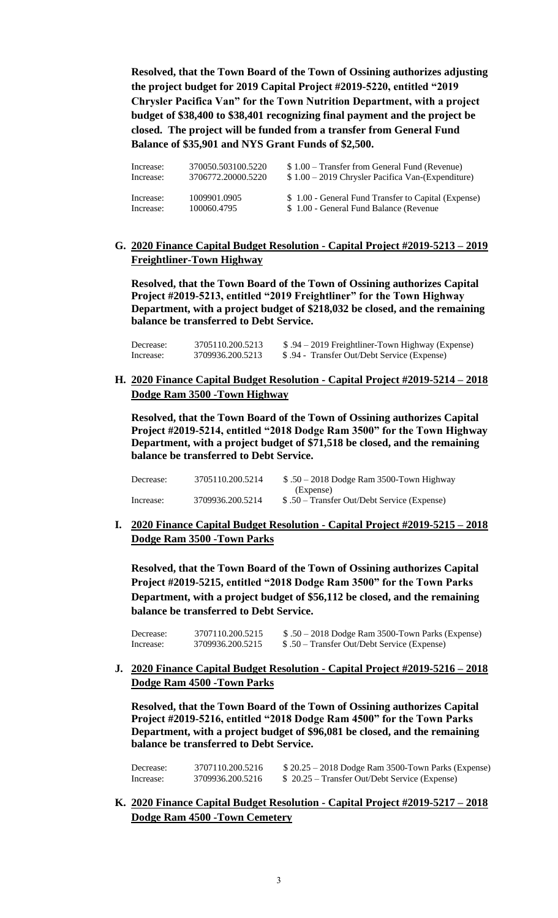**Resolved, that the Town Board of the Town of Ossining authorizes adjusting the project budget for 2019 Capital Project #2019-5220, entitled "2019 Chrysler Pacifica Van" for the Town Nutrition Department, with a project budget of $38,400 to $38,401 recognizing final payment and the project be closed. The project will be funded from a transfer from General Fund Balance of $35,901 and NYS Grant Funds of $2,500.**

| | | |
|---|---|---|
| Increase: | 370050.503100.5220 | $ 1.00 – Transfer from General Fund (Revenue) |
| Increase: | 3706772.20000.5220 | $ 1.00 – 2019 Chrysler Pacifica Van-(Expenditure) |
| Increase: | 1009901.0905 | $ 1.00 - General Fund Transfer to Capital (Expense) |
| Increase: | 100060.4795 | $ 1.00 - General Fund Balance (Revenue |

**G. <u>2020 Finance Capital Budget Resolution - Capital Project #2019-5213 – 2019 Freightliner-Town Highway</u>**

**Resolved, that the Town Board of the Town of Ossining authorizes Capital Project #2019-5213, entitled "2019 Freightliner" for the Town Highway Department, with a project budget of $218,032 be closed, and the remaining balance be transferred to Debt Service.**

| | | |
|---|---|---|
| Decrease: | 3705110.200.5213 | $ .94 – 2019 Freightliner-Town Highway (Expense) |
| Increase: | 3709936.200.5213 | $ .94 - Transfer Out/Debt Service (Expense) |

**H. <u>2020 Finance Capital Budget Resolution - Capital Project #2019-5214 – 2018 Dodge Ram 3500 -Town Highway</u>**

**Resolved, that the Town Board of the Town of Ossining authorizes Capital Project #2019-5214, entitled "2018 Dodge Ram 3500" for the Town Highway Department, with a project budget of $71,518 be closed, and the remaining balance be transferred to Debt Service.**

| | | |
|---|---|---|
| Decrease: | 3705110.200.5214 | $ .50 – 2018 Dodge Ram 3500-Town Highway (Expense) |
| Increase: | 3709936.200.5214 | $ .50 – Transfer Out/Debt Service (Expense) |

**I. <u>2020 Finance Capital Budget Resolution - Capital Project #2019-5215 – 2018 Dodge Ram 3500 -Town Parks</u>**

**Resolved, that the Town Board of the Town of Ossining authorizes Capital Project #2019-5215, entitled "2018 Dodge Ram 3500" for the Town Parks Department, with a project budget of $56,112 be closed, and the remaining balance be transferred to Debt Service.**

| | | |
|---|---|---|
| Decrease: | 3707110.200.5215 | $ .50 – 2018 Dodge Ram 3500-Town Parks (Expense) |
| Increase: | 3709936.200.5215 | $ .50 – Transfer Out/Debt Service (Expense) |

**J. <u>2020 Finance Capital Budget Resolution - Capital Project #2019-5216 – 2018 Dodge Ram 4500 -Town Parks</u>**

**Resolved, that the Town Board of the Town of Ossining authorizes Capital Project #2019-5216, entitled "2018 Dodge Ram 4500" for the Town Parks Department, with a project budget of $96,081 be closed, and the remaining balance be transferred to Debt Service.**

| | | |
|---|---|---|
| Decrease: | 3707110.200.5216 | $ 20.25 – 2018 Dodge Ram 3500-Town Parks (Expense) |
| Increase: | 3709936.200.5216 | $ 20.25 – Transfer Out/Debt Service (Expense) |

**K. <u>2020 Finance Capital Budget Resolution - Capital Project #2019-5217 – 2018 Dodge Ram 4500 -Town Cemetery</u>**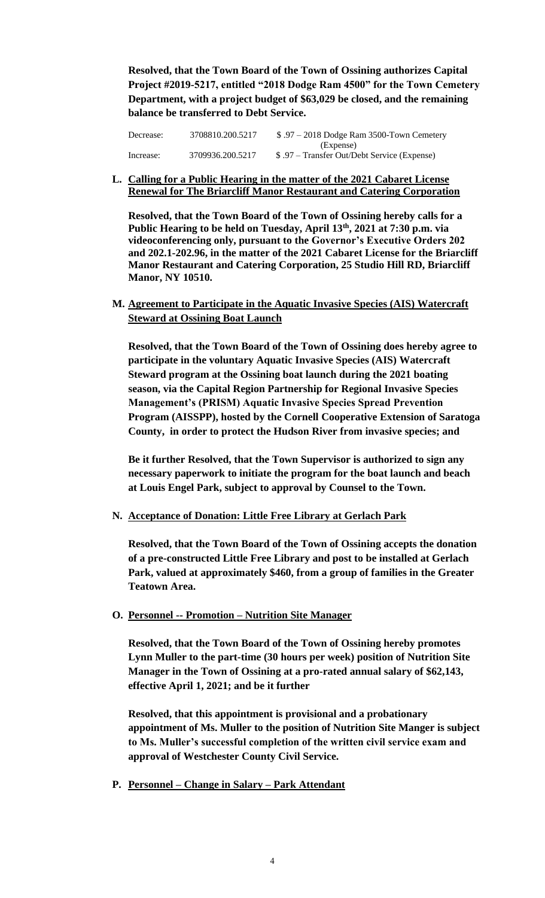**Resolved, that the Town Board of the Town of Ossining authorizes Capital Project #2019-5217, entitled "2018 Dodge Ram 4500" for the Town Cemetery Department, with a project budget of $63,029 be closed, and the remaining balance be transferred to Debt Service.**

| | | |
|---|---|---|
| Decrease: | 3708810.200.5217 | $ .97 – 2018 Dodge Ram 3500-Town Cemetery (Expense) |
| Increase: | 3709936.200.5217 | $ .97 – Transfer Out/Debt Service (Expense) |

**L. Calling for a Public Hearing in the matter of the 2021 Cabaret License Renewal for The Briarcliff Manor Restaurant and Catering Corporation**

**Resolved, that the Town Board of the Town of Ossining hereby calls for a Public Hearing to be held on Tuesday, April 13th, 2021 at 7:30 p.m. via videoconferencing only, pursuant to the Governor's Executive Orders 202 and 202.1-202.96, in the matter of the 2021 Cabaret License for the Briarcliff Manor Restaurant and Catering Corporation, 25 Studio Hill RD, Briarcliff Manor, NY 10510.**

**M. Agreement to Participate in the Aquatic Invasive Species (AIS) Watercraft Steward at Ossining Boat Launch**

**Resolved, that the Town Board of the Town of Ossining does hereby agree to participate in the voluntary Aquatic Invasive Species (AIS) Watercraft Steward program at the Ossining boat launch during the 2021 boating season, via the Capital Region Partnership for Regional Invasive Species Management's (PRISM) Aquatic Invasive Species Spread Prevention Program (AISSPP), hosted by the Cornell Cooperative Extension of Saratoga County, in order to protect the Hudson River from invasive species; and**

**Be it further Resolved, that the Town Supervisor is authorized to sign any necessary paperwork to initiate the program for the boat launch and beach at Louis Engel Park, subject to approval by Counsel to the Town.**

**N. Acceptance of Donation: Little Free Library at Gerlach Park**

**Resolved, that the Town Board of the Town of Ossining accepts the donation of a pre-constructed Little Free Library and post to be installed at Gerlach Park, valued at approximately $460, from a group of families in the Greater Teatown Area.**

**O. Personnel -- Promotion – Nutrition Site Manager**

**Resolved, that the Town Board of the Town of Ossining hereby promotes Lynn Muller to the part-time (30 hours per week) position of Nutrition Site Manager in the Town of Ossining at a pro-rated annual salary of $62,143, effective April 1, 2021; and be it further**

**Resolved, that this appointment is provisional and a probationary appointment of Ms. Muller to the position of Nutrition Site Manger is subject to Ms. Muller's successful completion of the written civil service exam and approval of Westchester County Civil Service.**

**P. Personnel – Change in Salary – Park Attendant**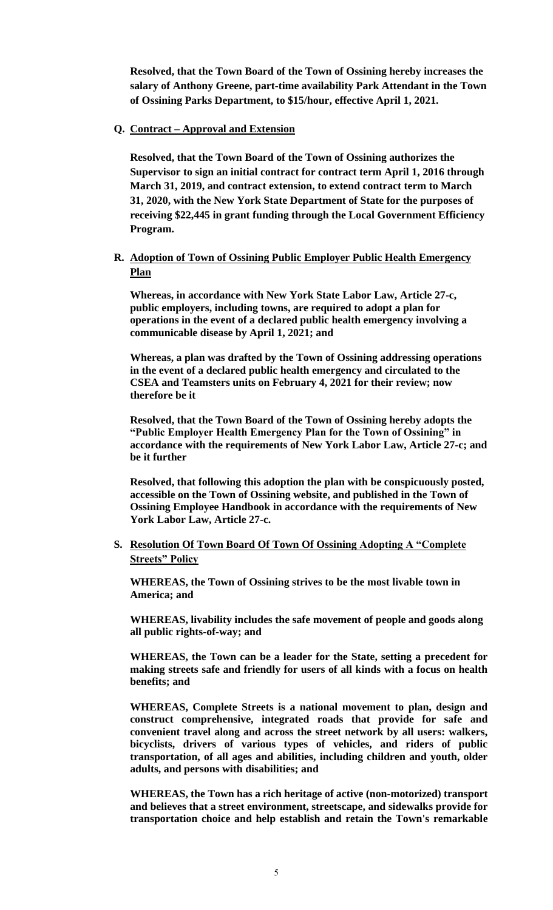**Resolved, that the Town Board of the Town of Ossining hereby increases the salary of Anthony Greene, part-time availability Park Attendant in the Town of Ossining Parks Department, to $15/hour, effective April 1, 2021.**

**Q. Contract – Approval and Extension**

**Resolved, that the Town Board of the Town of Ossining authorizes the Supervisor to sign an initial contract for contract term April 1, 2016 through March 31, 2019, and contract extension, to extend contract term to March 31, 2020, with the New York State Department of State for the purposes of receiving $22,445 in grant funding through the Local Government Efficiency Program.**

**R. Adoption of Town of Ossining Public Employer Public Health Emergency Plan**

**Whereas, in accordance with New York State Labor Law, Article 27-c, public employers, including towns, are required to adopt a plan for operations in the event of a declared public health emergency involving a communicable disease by April 1, 2021; and**

**Whereas, a plan was drafted by the Town of Ossining addressing operations in the event of a declared public health emergency and circulated to the CSEA and Teamsters units on February 4, 2021 for their review; now therefore be it**

**Resolved, that the Town Board of the Town of Ossining hereby adopts the "Public Employer Health Emergency Plan for the Town of Ossining" in accordance with the requirements of New York Labor Law, Article 27-c; and be it further**

**Resolved, that following this adoption the plan with be conspicuously posted, accessible on the Town of Ossining website, and published in the Town of Ossining Employee Handbook in accordance with the requirements of New York Labor Law, Article 27-c.**

**S. Resolution Of Town Board Of Town Of Ossining Adopting A "Complete Streets" Policy**

**WHEREAS, the Town of Ossining strives to be the most livable town in America; and**

**WHEREAS, livability includes the safe movement of people and goods along all public rights-of-way; and**

**WHEREAS, the Town can be a leader for the State, setting a precedent for making streets safe and friendly for users of all kinds with a focus on health benefits; and**

**WHEREAS, Complete Streets is a national movement to plan, design and construct comprehensive, integrated roads that provide for safe and convenient travel along and across the street network by all users: walkers, bicyclists, drivers of various types of vehicles, and riders of public transportation, of all ages and abilities, including children and youth, older adults, and persons with disabilities; and**

**WHEREAS, the Town has a rich heritage of active (non-motorized) transport and believes that a street environment, streetscape, and sidewalks provide for transportation choice and help establish and retain the Town's remarkable**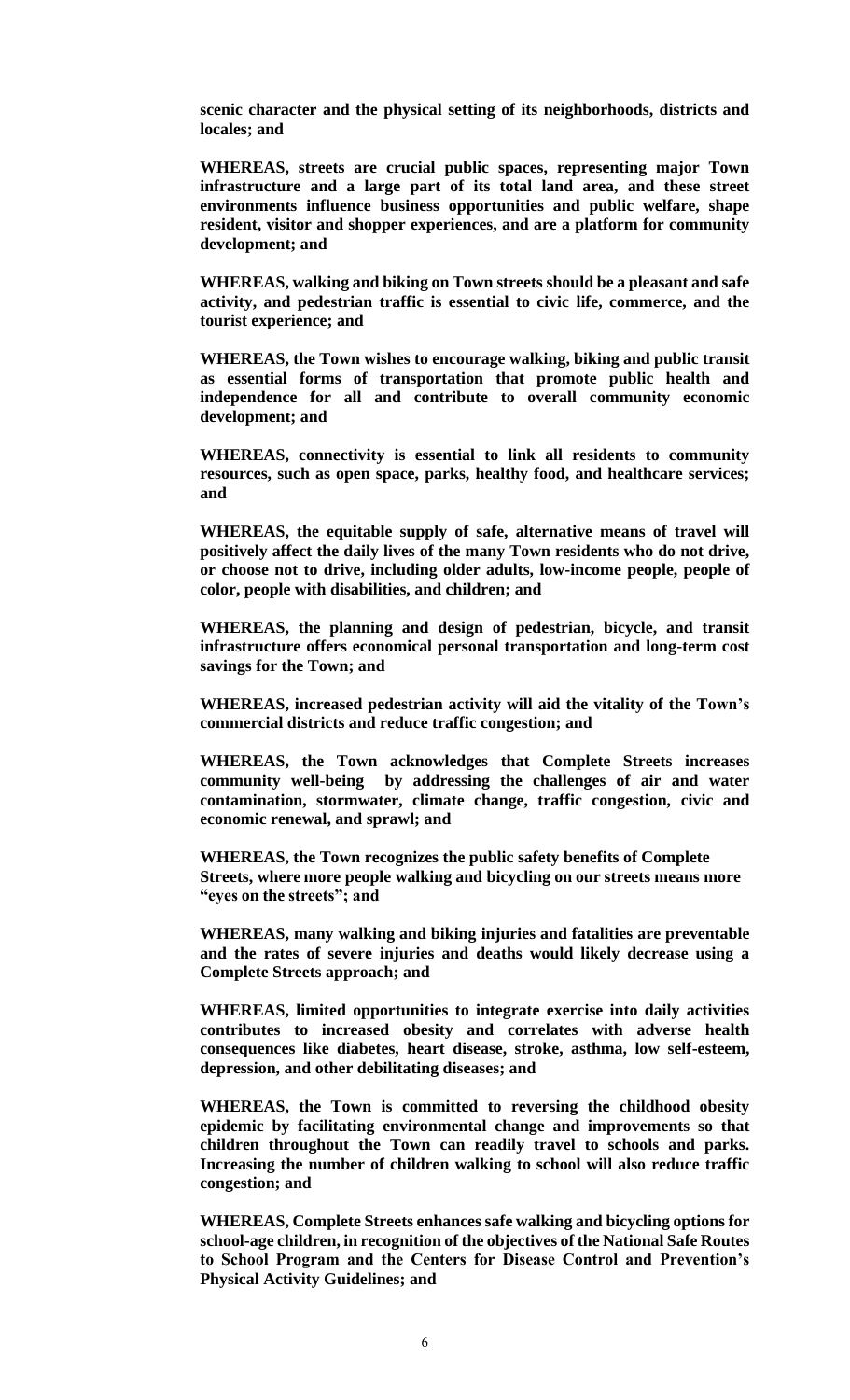**scenic character and the physical setting of its neighborhoods, districts and locales; and**

**WHEREAS, streets are crucial public spaces, representing major Town infrastructure and a large part of its total land area, and these street environments influence business opportunities and public welfare, shape resident, visitor and shopper experiences, and are a platform for community development; and**

**WHEREAS, walking and biking on Town streets should be a pleasant and safe activity, and pedestrian traffic is essential to civic life, commerce, and the tourist experience; and**

**WHEREAS, the Town wishes to encourage walking, biking and public transit as essential forms of transportation that promote public health and independence for all and contribute to overall community economic development; and**

**WHEREAS, connectivity is essential to link all residents to community resources, such as open space, parks, healthy food, and healthcare services; and**

**WHEREAS, the equitable supply of safe, alternative means of travel will positively affect the daily lives of the many Town residents who do not drive, or choose not to drive, including older adults, low-income people, people of color, people with disabilities, and children; and**

**WHEREAS, the planning and design of pedestrian, bicycle, and transit infrastructure offers economical personal transportation and long-term cost savings for the Town; and**

**WHEREAS, increased pedestrian activity will aid the vitality of the Town's commercial districts and reduce traffic congestion; and**

**WHEREAS, the Town acknowledges that Complete Streets increases community well-being by addressing the challenges of air and water contamination, stormwater, climate change, traffic congestion, civic and economic renewal, and sprawl; and**

**WHEREAS, the Town recognizes the public safety benefits of Complete Streets, where more people walking and bicycling on our streets means more "eyes on the streets"; and**

**WHEREAS, many walking and biking injuries and fatalities are preventable and the rates of severe injuries and deaths would likely decrease using a Complete Streets approach; and**

**WHEREAS, limited opportunities to integrate exercise into daily activities contributes to increased obesity and correlates with adverse health consequences like diabetes, heart disease, stroke, asthma, low self-esteem, depression, and other debilitating diseases; and**

**WHEREAS, the Town is committed to reversing the childhood obesity epidemic by facilitating environmental change and improvements so that children throughout the Town can readily travel to schools and parks. Increasing the number of children walking to school will also reduce traffic congestion; and**

**WHEREAS, Complete Streets enhances safe walking and bicycling options for school-age children, in recognition of the objectives of the National Safe Routes to School Program and the Centers for Disease Control and Prevention's Physical Activity Guidelines; and**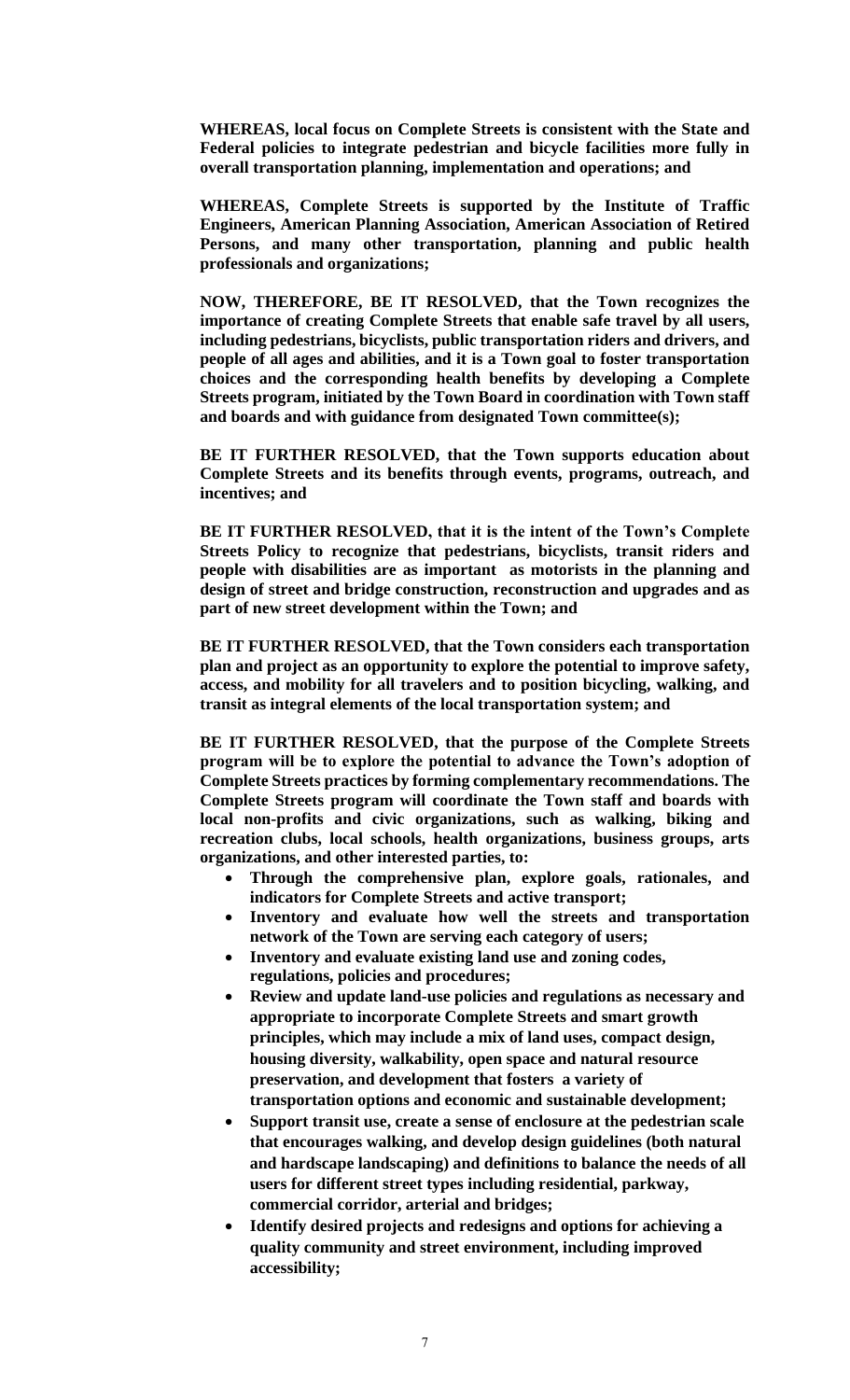**WHEREAS, local focus on Complete Streets is consistent with the State and Federal policies to integrate pedestrian and bicycle facilities more fully in overall transportation planning, implementation and operations; and**

**WHEREAS, Complete Streets is supported by the Institute of Traffic Engineers, American Planning Association, American Association of Retired Persons, and many other transportation, planning and public health professionals and organizations;**

**NOW, THEREFORE, BE IT RESOLVED, that the Town recognizes the importance of creating Complete Streets that enable safe travel by all users, including pedestrians, bicyclists, public transportation riders and drivers, and people of all ages and abilities, and it is a Town goal to foster transportation choices and the corresponding health benefits by developing a Complete Streets program, initiated by the Town Board in coordination with Town staff and boards and with guidance from designated Town committee(s);**

**BE IT FURTHER RESOLVED, that the Town supports education about Complete Streets and its benefits through events, programs, outreach, and incentives; and**

**BE IT FURTHER RESOLVED, that it is the intent of the Town's Complete Streets Policy to recognize that pedestrians, bicyclists, transit riders and people with disabilities are as important as motorists in the planning and design of street and bridge construction, reconstruction and upgrades and as part of new street development within the Town; and**

**BE IT FURTHER RESOLVED, that the Town considers each transportation plan and project as an opportunity to explore the potential to improve safety, access, and mobility for all travelers and to position bicycling, walking, and transit as integral elements of the local transportation system; and**

**BE IT FURTHER RESOLVED, that the purpose of the Complete Streets program will be to explore the potential to advance the Town's adoption of Complete Streets practices by forming complementary recommendations. The Complete Streets program will coordinate the Town staff and boards with local non-profits and civic organizations, such as walking, biking and recreation clubs, local schools, health organizations, business groups, arts organizations, and other interested parties, to:**

- **Through the comprehensive plan, explore goals, rationales, and indicators for Complete Streets and active transport;**
- **Inventory and evaluate how well the streets and transportation network of the Town are serving each category of users;**
- **Inventory and evaluate existing land use and zoning codes, regulations, policies and procedures;**
- **Review and update land-use policies and regulations as necessary and appropriate to incorporate Complete Streets and smart growth principles, which may include a mix of land uses, compact design, housing diversity, walkability, open space and natural resource preservation, and development that fosters a variety of transportation options and economic and sustainable development;**
- **Support transit use, create a sense of enclosure at the pedestrian scale that encourages walking, and develop design guidelines (both natural and hardscape landscaping) and definitions to balance the needs of all users for different street types including residential, parkway, commercial corridor, arterial and bridges;**
- **Identify desired projects and redesigns and options for achieving a quality community and street environment, including improved accessibility;**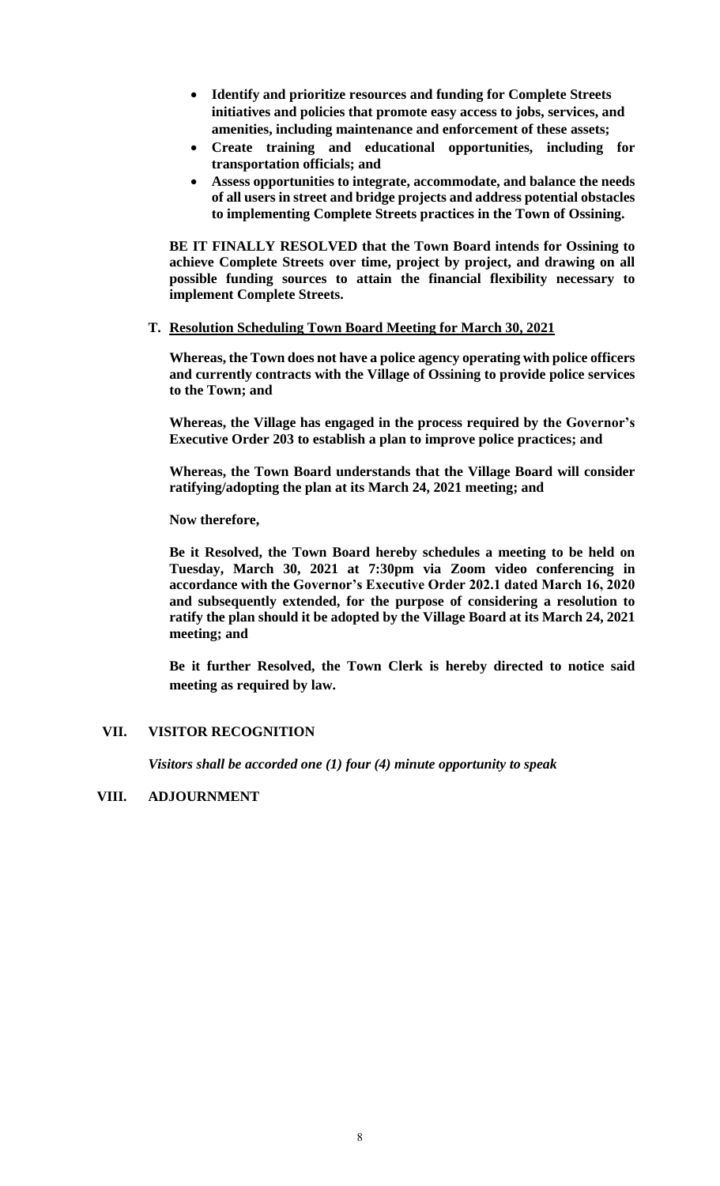- **Identify and prioritize resources and funding for Complete Streets initiatives and policies that promote easy access to jobs, services, and amenities, including maintenance and enforcement of these assets;**
- **Create training and educational opportunities, including for transportation officials; and**
- **Assess opportunities to integrate, accommodate, and balance the needs of all users in street and bridge projects and address potential obstacles to implementing Complete Streets practices in the Town of Ossining.**

**BE IT FINALLY RESOLVED that the Town Board intends for Ossining to achieve Complete Streets over time, project by project, and drawing on all possible funding sources to attain the financial flexibility necessary to implement Complete Streets.**

**T. Resolution Scheduling Town Board Meeting for March 30, 2021**

**Whereas, the Town does not have a police agency operating with police officers and currently contracts with the Village of Ossining to provide police services to the Town; and**

**Whereas, the Village has engaged in the process required by the Governor's Executive Order 203 to establish a plan to improve police practices; and**

**Whereas, the Town Board understands that the Village Board will consider ratifying/adopting the plan at its March 24, 2021 meeting; and**

**Now therefore,**

**Be it Resolved, the Town Board hereby schedules a meeting to be held on Tuesday, March 30, 2021 at 7:30pm via Zoom video conferencing in accordance with the Governor's Executive Order 202.1 dated March 16, 2020 and subsequently extended, for the purpose of considering a resolution to ratify the plan should it be adopted by the Village Board at its March 24, 2021 meeting; and**

**Be it further Resolved, the Town Clerk is hereby directed to notice said meeting as required by law.**

## VII. VISITOR RECOGNITION

***Visitors shall be accorded one (1) four (4) minute opportunity to speak***

## VIII. ADJOURNMENT